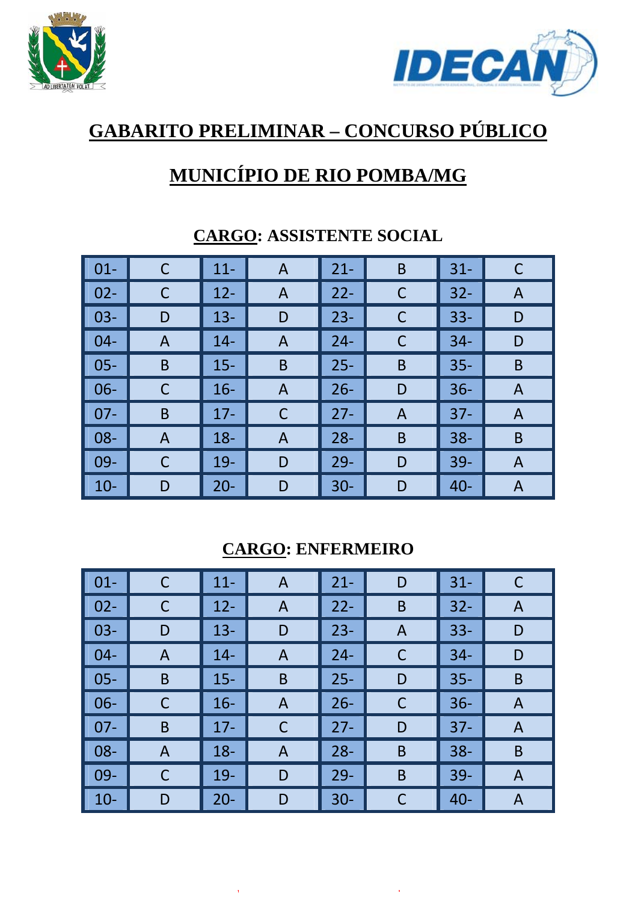# GABARITO PRELIMINAR – CONCURSO PÚBLICO

# MUNICÍPIO DE RIO POMBA/MG

## CARGO: ASSISTENTE SOCIAL

| | | | | | | | |
|---|---|---|---|---|---|---|---|
| 01- | C | 11- | A | 21- | B | 31- | C |
| 02- | C | 12- | A | 22- | C | 32- | A |
| 03- | D | 13- | D | 23- | C | 33- | D |
| 04- | A | 14- | A | 24- | C | 34- | D |
| 05- | B | 15- | B | 25- | B | 35- | B |
| 06- | C | 16- | A | 26- | D | 36- | A |
| 07- | B | 17- | C | 27- | A | 37- | A |
| 08- | A | 18- | A | 28- | B | 38- | B |
| 09- | C | 19- | D | 29- | D | 39- | A |
| 10- | D | 20- | D | 30- | D | 40- | A |

## CARGO: ENFERMEIRO

| | | | | | | | |
|---|---|---|---|---|---|---|---|
| 01- | C | 11- | A | 21- | D | 31- | C |
| 02- | C | 12- | A | 22- | B | 32- | A |
| 03- | D | 13- | D | 23- | A | 33- | D |
| 04- | A | 14- | A | 24- | C | 34- | D |
| 05- | B | 15- | B | 25- | D | 35- | B |
| 06- | C | 16- | A | 26- | C | 36- | A |
| 07- | B | 17- | C | 27- | D | 37- | A |
| 08- | A | 18- | A | 28- | B | 38- | B |
| 09- | C | 19- | D | 29- | B | 39- | A |
| 10- | D | 20- | D | 30- | C | 40- | A |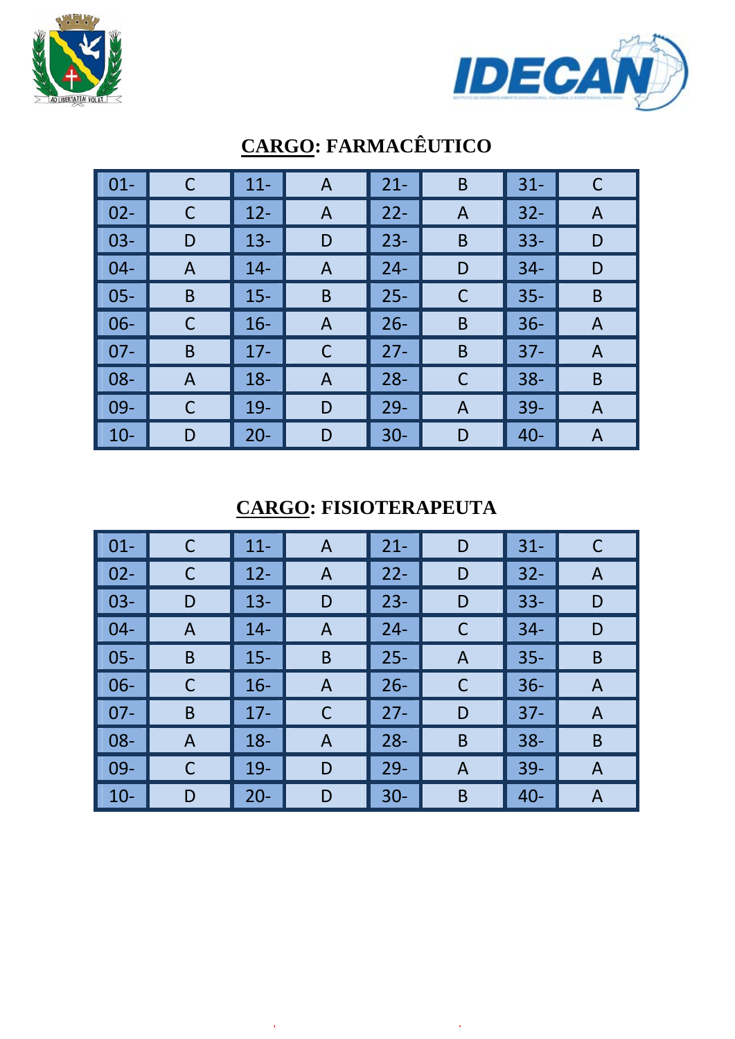## CARGO: FARMACÊUTICO

| | | | | | | | |
|---|---|---|---|---|---|---|---|
| 01- | C | 11- | A | 21- | B | 31- | C |
| 02- | C | 12- | A | 22- | A | 32- | A |
| 03- | D | 13- | D | 23- | B | 33- | D |
| 04- | A | 14- | A | 24- | D | 34- | D |
| 05- | B | 15- | B | 25- | C | 35- | B |
| 06- | C | 16- | A | 26- | B | 36- | A |
| 07- | B | 17- | C | 27- | B | 37- | A |
| 08- | A | 18- | A | 28- | C | 38- | B |
| 09- | C | 19- | D | 29- | A | 39- | A |
| 10- | D | 20- | D | 30- | D | 40- | A |

## CARGO: FISIOTERAPEUTA

| | | | | | | | |
|---|---|---|---|---|---|---|---|
| 01- | C | 11- | A | 21- | D | 31- | C |
| 02- | C | 12- | A | 22- | D | 32- | A |
| 03- | D | 13- | D | 23- | D | 33- | D |
| 04- | A | 14- | A | 24- | C | 34- | D |
| 05- | B | 15- | B | 25- | A | 35- | B |
| 06- | C | 16- | A | 26- | C | 36- | A |
| 07- | B | 17- | C | 27- | D | 37- | A |
| 08- | A | 18- | A | 28- | B | 38- | B |
| 09- | C | 19- | D | 29- | A | 39- | A |
| 10- | D | 20- | D | 30- | B | 40- | A |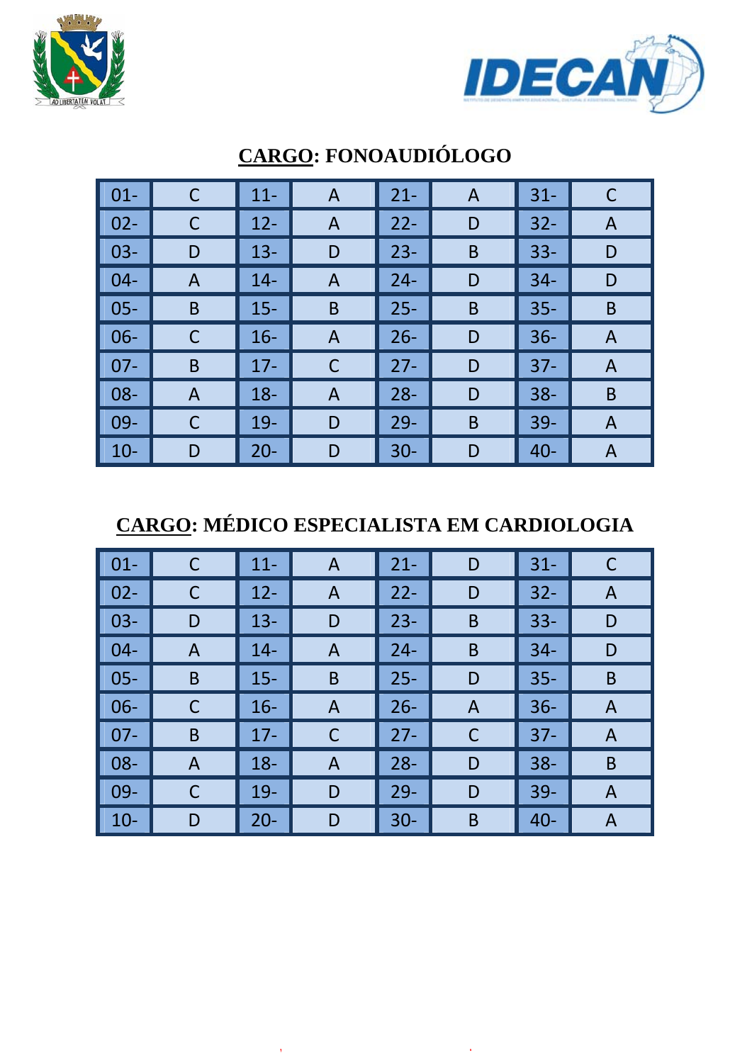## CARGO: FONOAUDIÓLOGO

| | | | | | | | |
|---|---|---|---|---|---|---|---|
| 01- | C | 11- | A | 21- | A | 31- | C |
| 02- | C | 12- | A | 22- | D | 32- | A |
| 03- | D | 13- | D | 23- | B | 33- | D |
| 04- | A | 14- | A | 24- | D | 34- | D |
| 05- | B | 15- | B | 25- | B | 35- | B |
| 06- | C | 16- | A | 26- | D | 36- | A |
| 07- | B | 17- | C | 27- | D | 37- | A |
| 08- | A | 18- | A | 28- | D | 38- | B |
| 09- | C | 19- | D | 29- | B | 39- | A |
| 10- | D | 20- | D | 30- | D | 40- | A |

## CARGO: MÉDICO ESPECIALISTA EM CARDIOLOGIA

| | | | | | | | |
|---|---|---|---|---|---|---|---|
| 01- | C | 11- | A | 21- | D | 31- | C |
| 02- | C | 12- | A | 22- | D | 32- | A |
| 03- | D | 13- | D | 23- | B | 33- | D |
| 04- | A | 14- | A | 24- | B | 34- | D |
| 05- | B | 15- | B | 25- | D | 35- | B |
| 06- | C | 16- | A | 26- | A | 36- | A |
| 07- | B | 17- | C | 27- | C | 37- | A |
| 08- | A | 18- | A | 28- | D | 38- | B |
| 09- | C | 19- | D | 29- | D | 39- | A |
| 10- | D | 20- | D | 30- | B | 40- | A |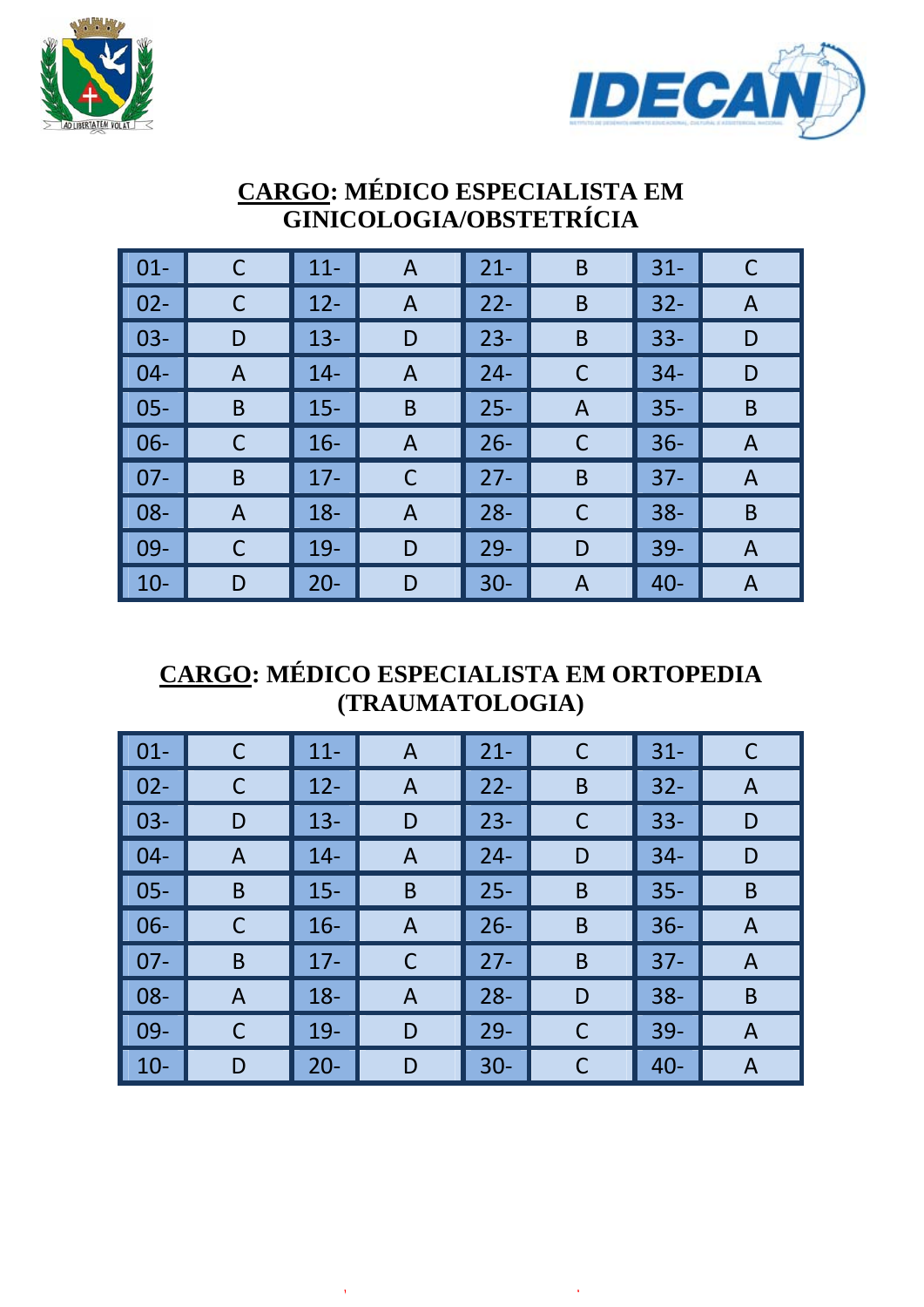**CARGO: MÉDICO ESPECIALISTA EM GINICOLOGIA/OBSTETRÍCIA**

| | | | | | | | |
|---|---|---|---|---|---|---|---|
| 01- | C | 11- | A | 21- | B | 31- | C |
| 02- | C | 12- | A | 22- | B | 32- | A |
| 03- | D | 13- | D | 23- | B | 33- | D |
| 04- | A | 14- | A | 24- | C | 34- | D |
| 05- | B | 15- | B | 25- | A | 35- | B |
| 06- | C | 16- | A | 26- | C | 36- | A |
| 07- | B | 17- | C | 27- | B | 37- | A |
| 08- | A | 18- | A | 28- | C | 38- | B |
| 09- | C | 19- | D | 29- | D | 39- | A |
| 10- | D | 20- | D | 30- | A | 40- | A |

**CARGO: MÉDICO ESPECIALISTA EM ORTOPEDIA (TRAUMATOLOGIA)**

| | | | | | | | |
|---|---|---|---|---|---|---|---|
| 01- | C | 11- | A | 21- | C | 31- | C |
| 02- | C | 12- | A | 22- | B | 32- | A |
| 03- | D | 13- | D | 23- | C | 33- | D |
| 04- | A | 14- | A | 24- | D | 34- | D |
| 05- | B | 15- | B | 25- | B | 35- | B |
| 06- | C | 16- | A | 26- | B | 36- | A |
| 07- | B | 17- | C | 27- | B | 37- | A |
| 08- | A | 18- | A | 28- | D | 38- | B |
| 09- | C | 19- | D | 29- | C | 39- | A |
| 10- | D | 20- | D | 30- | C | 40- | A |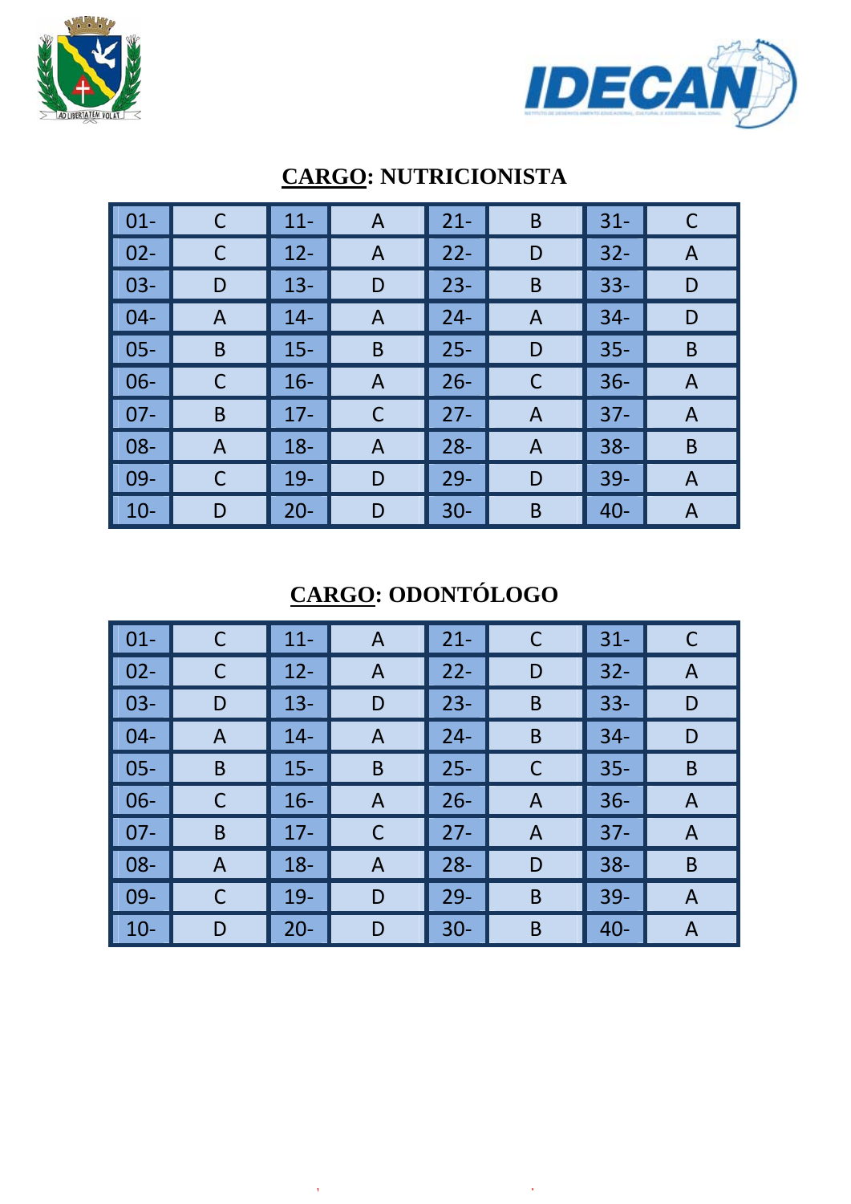## CARGO: NUTRICIONISTA

| | | | | | | | |
|---|---|---|---|---|---|---|---|
| 01- | C | 11- | A | 21- | B | 31- | C |
| 02- | C | 12- | A | 22- | D | 32- | A |
| 03- | D | 13- | D | 23- | B | 33- | D |
| 04- | A | 14- | A | 24- | A | 34- | D |
| 05- | B | 15- | B | 25- | D | 35- | B |
| 06- | C | 16- | A | 26- | C | 36- | A |
| 07- | B | 17- | C | 27- | A | 37- | A |
| 08- | A | 18- | A | 28- | A | 38- | B |
| 09- | C | 19- | D | 29- | D | 39- | A |
| 10- | D | 20- | D | 30- | B | 40- | A |

## CARGO: ODONTÓLOGO

| | | | | | | | |
|---|---|---|---|---|---|---|---|
| 01- | C | 11- | A | 21- | C | 31- | C |
| 02- | C | 12- | A | 22- | D | 32- | A |
| 03- | D | 13- | D | 23- | B | 33- | D |
| 04- | A | 14- | A | 24- | B | 34- | D |
| 05- | B | 15- | B | 25- | C | 35- | B |
| 06- | C | 16- | A | 26- | A | 36- | A |
| 07- | B | 17- | C | 27- | A | 37- | A |
| 08- | A | 18- | A | 28- | D | 38- | B |
| 09- | C | 19- | D | 29- | B | 39- | A |
| 10- | D | 20- | D | 30- | B | 40- | A |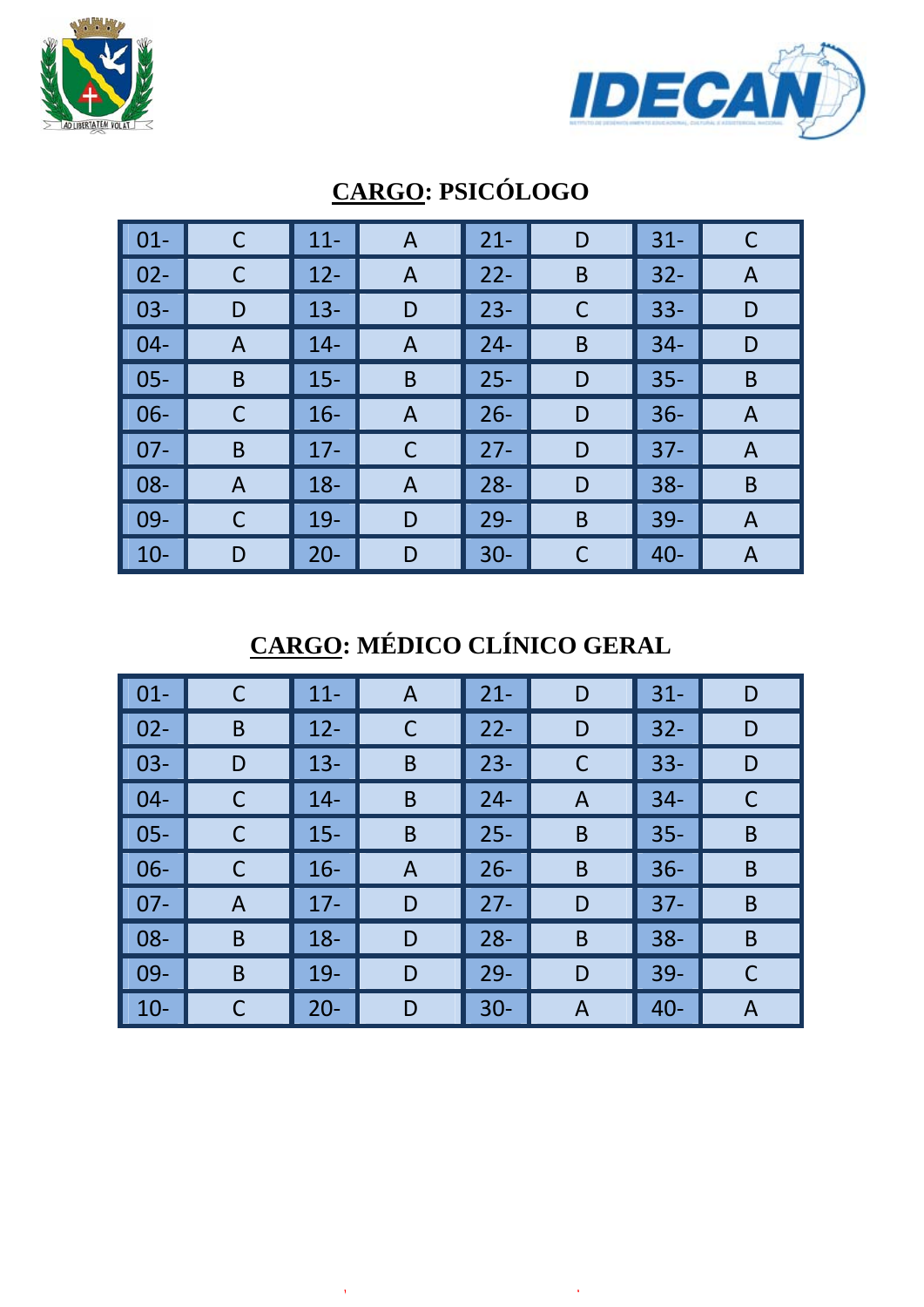## CARGO: PSICÓLOGO

| 01- | C | 11- | A | 21- | D | 31- | C |
|---|---|---|---|---|---|---|---|
| 02- | C | 12- | A | 22- | B | 32- | A |
| 03- | D | 13- | D | 23- | C | 33- | D |
| 04- | A | 14- | A | 24- | B | 34- | D |
| 05- | B | 15- | B | 25- | D | 35- | B |
| 06- | C | 16- | A | 26- | D | 36- | A |
| 07- | B | 17- | C | 27- | D | 37- | A |
| 08- | A | 18- | A | 28- | D | 38- | B |
| 09- | C | 19- | D | 29- | B | 39- | A |
| 10- | D | 20- | D | 30- | C | 40- | A |

## CARGO: MÉDICO CLÍNICO GERAL

| 01- | C | 11- | A | 21- | D | 31- | D |
|---|---|---|---|---|---|---|---|
| 02- | B | 12- | C | 22- | D | 32- | D |
| 03- | D | 13- | B | 23- | C | 33- | D |
| 04- | C | 14- | B | 24- | A | 34- | C |
| 05- | C | 15- | B | 25- | B | 35- | B |
| 06- | C | 16- | A | 26- | B | 36- | B |
| 07- | A | 17- | D | 27- | D | 37- | B |
| 08- | B | 18- | D | 28- | B | 38- | B |
| 09- | B | 19- | D | 29- | D | 39- | C |
| 10- | C | 20- | D | 30- | A | 40- | A |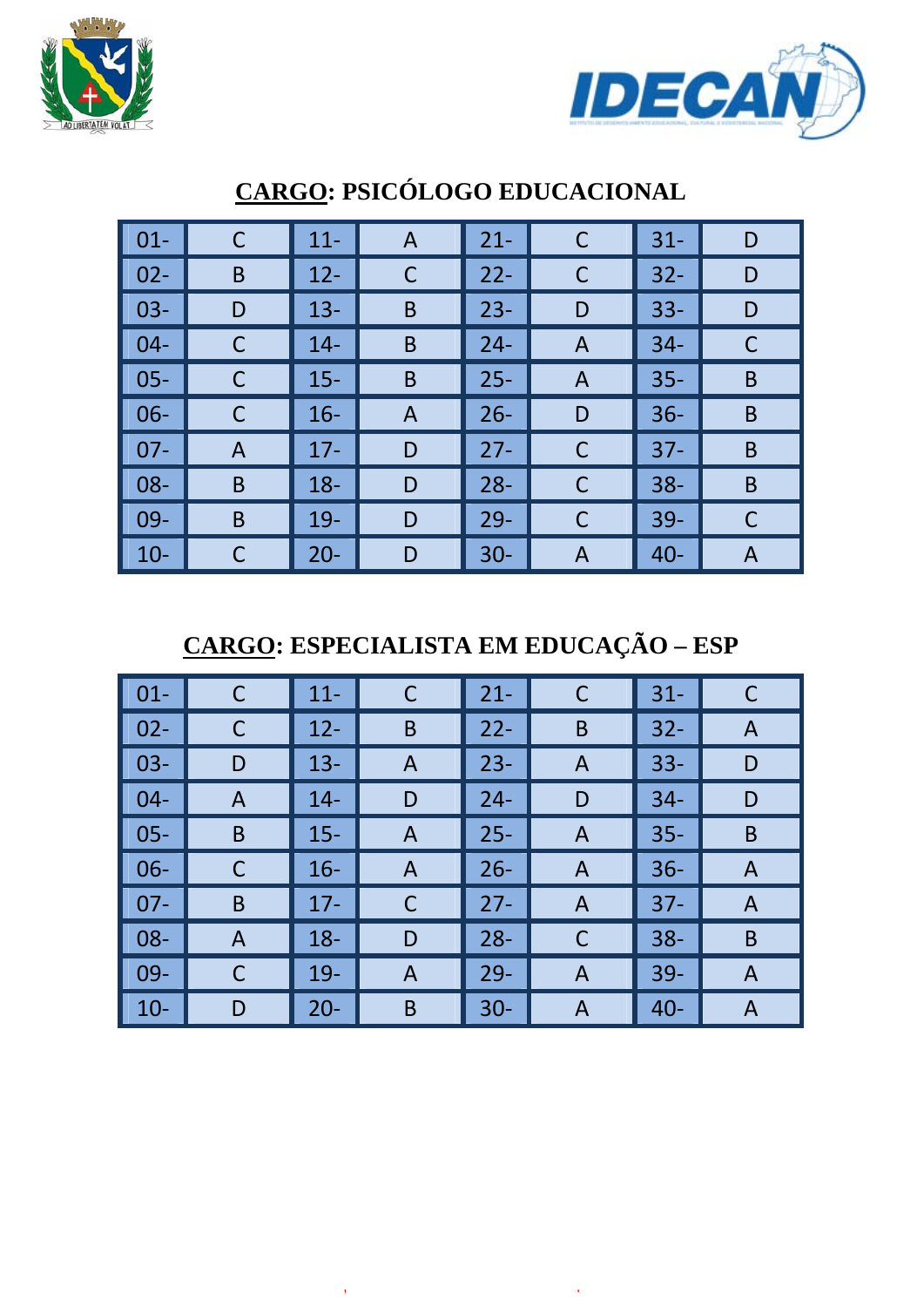## CARGO: PSICÓLOGO EDUCACIONAL

| | | | | | | | |
|---|---|---|---|---|---|---|---|
| 01- | C | 11- | A | 21- | C | 31- | D |
| 02- | B | 12- | C | 22- | C | 32- | D |
| 03- | D | 13- | B | 23- | D | 33- | D |
| 04- | C | 14- | B | 24- | A | 34- | C |
| 05- | C | 15- | B | 25- | A | 35- | B |
| 06- | C | 16- | A | 26- | D | 36- | B |
| 07- | A | 17- | D | 27- | C | 37- | B |
| 08- | B | 18- | D | 28- | C | 38- | B |
| 09- | B | 19- | D | 29- | C | 39- | C |
| 10- | C | 20- | D | 30- | A | 40- | A |

## CARGO: ESPECIALISTA EM EDUCAÇÃO – ESP

| | | | | | | | |
|---|---|---|---|---|---|---|---|
| 01- | C | 11- | C | 21- | C | 31- | C |
| 02- | C | 12- | B | 22- | B | 32- | A |
| 03- | D | 13- | A | 23- | A | 33- | D |
| 04- | A | 14- | D | 24- | D | 34- | D |
| 05- | B | 15- | A | 25- | A | 35- | B |
| 06- | C | 16- | A | 26- | A | 36- | A |
| 07- | B | 17- | C | 27- | A | 37- | A |
| 08- | A | 18- | D | 28- | C | 38- | B |
| 09- | C | 19- | A | 29- | A | 39- | A |
| 10- | D | 20- | B | 30- | A | 40- | A |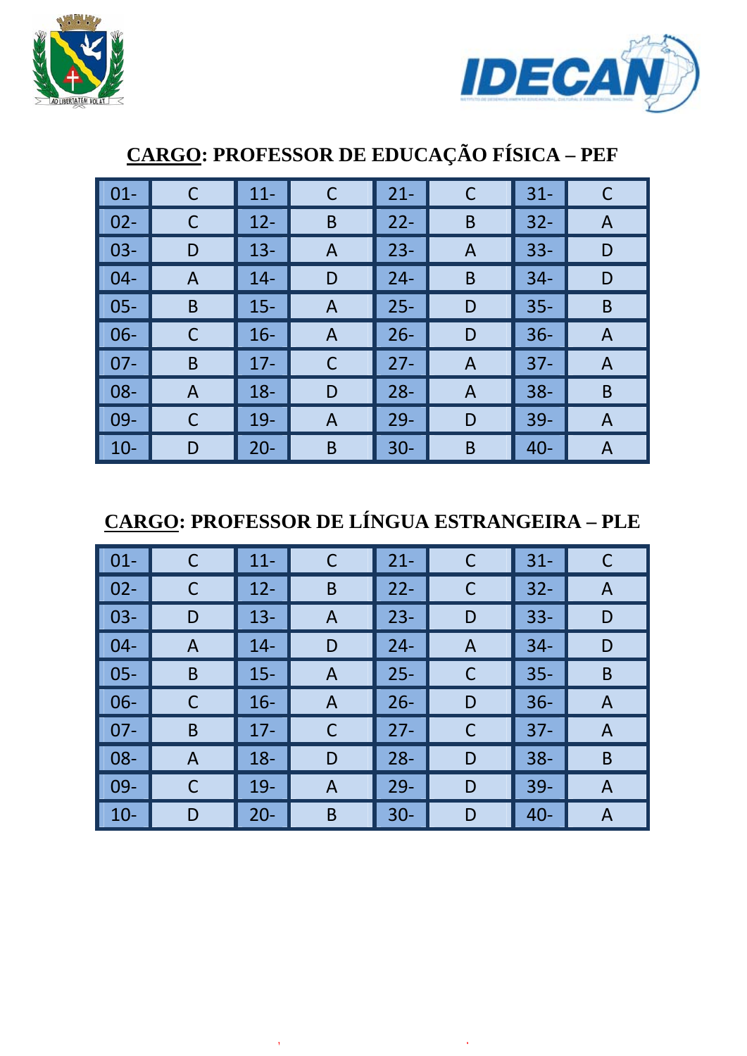## CARGO: PROFESSOR DE EDUCAÇÃO FÍSICA – PEF

| | | | | | | | |
|---|---|---|---|---|---|---|---|
| 01- | C | 11- | C | 21- | C | 31- | C |
| 02- | C | 12- | B | 22- | B | 32- | A |
| 03- | D | 13- | A | 23- | A | 33- | D |
| 04- | A | 14- | D | 24- | B | 34- | D |
| 05- | B | 15- | A | 25- | D | 35- | B |
| 06- | C | 16- | A | 26- | D | 36- | A |
| 07- | B | 17- | C | 27- | A | 37- | A |
| 08- | A | 18- | D | 28- | A | 38- | B |
| 09- | C | 19- | A | 29- | D | 39- | A |
| 10- | D | 20- | B | 30- | B | 40- | A |

## CARGO: PROFESSOR DE LÍNGUA ESTRANGEIRA – PLE

| | | | | | | | |
|---|---|---|---|---|---|---|---|
| 01- | C | 11- | C | 21- | C | 31- | C |
| 02- | C | 12- | B | 22- | C | 32- | A |
| 03- | D | 13- | A | 23- | D | 33- | D |
| 04- | A | 14- | D | 24- | A | 34- | D |
| 05- | B | 15- | A | 25- | C | 35- | B |
| 06- | C | 16- | A | 26- | D | 36- | A |
| 07- | B | 17- | C | 27- | C | 37- | A |
| 08- | A | 18- | D | 28- | D | 38- | B |
| 09- | C | 19- | A | 29- | D | 39- | A |
| 10- | D | 20- | B | 30- | D | 40- | A |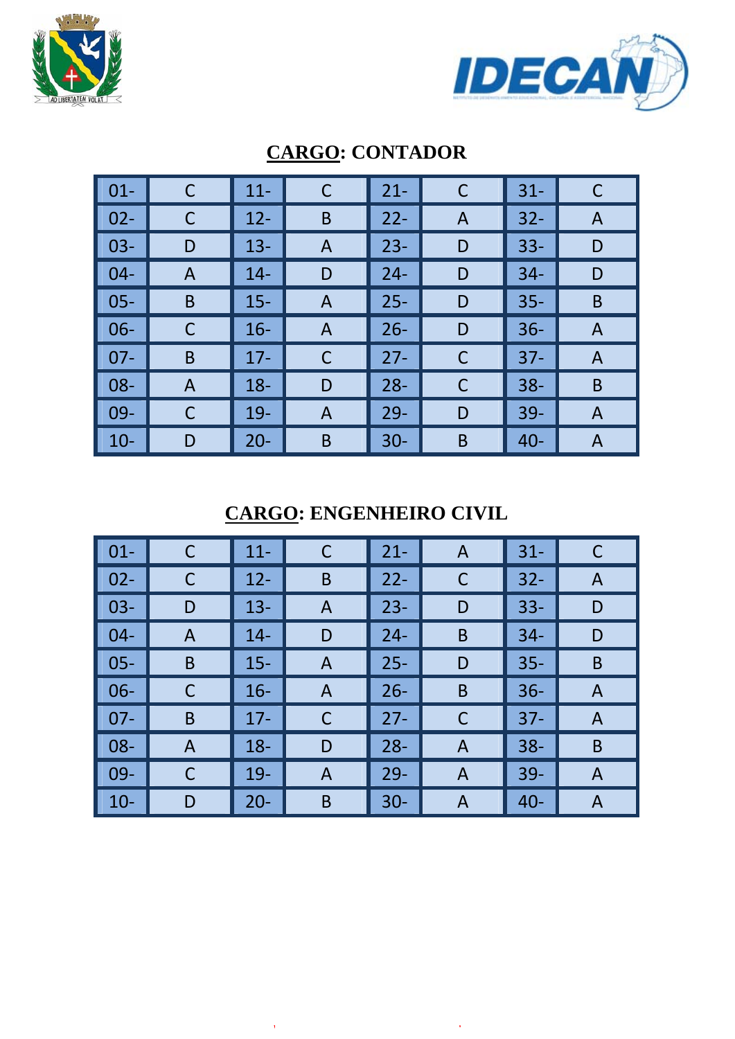## CARGO: CONTADOR

| | | | | | | | |
|---|---|---|---|---|---|---|---|
| 01- | C | 11- | C | 21- | C | 31- | C |
| 02- | C | 12- | B | 22- | A | 32- | A |
| 03- | D | 13- | A | 23- | D | 33- | D |
| 04- | A | 14- | D | 24- | D | 34- | D |
| 05- | B | 15- | A | 25- | D | 35- | B |
| 06- | C | 16- | A | 26- | D | 36- | A |
| 07- | B | 17- | C | 27- | C | 37- | A |
| 08- | A | 18- | D | 28- | C | 38- | B |
| 09- | C | 19- | A | 29- | D | 39- | A |
| 10- | D | 20- | B | 30- | B | 40- | A |

## CARGO: ENGENHEIRO CIVIL

| | | | | | | | |
|---|---|---|---|---|---|---|---|
| 01- | C | 11- | C | 21- | A | 31- | C |
| 02- | C | 12- | B | 22- | C | 32- | A |
| 03- | D | 13- | A | 23- | D | 33- | D |
| 04- | A | 14- | D | 24- | B | 34- | D |
| 05- | B | 15- | A | 25- | D | 35- | B |
| 06- | C | 16- | A | 26- | B | 36- | A |
| 07- | B | 17- | C | 27- | C | 37- | A |
| 08- | A | 18- | D | 28- | A | 38- | B |
| 09- | C | 19- | A | 29- | A | 39- | A |
| 10- | D | 20- | B | 30- | A | 40- | A |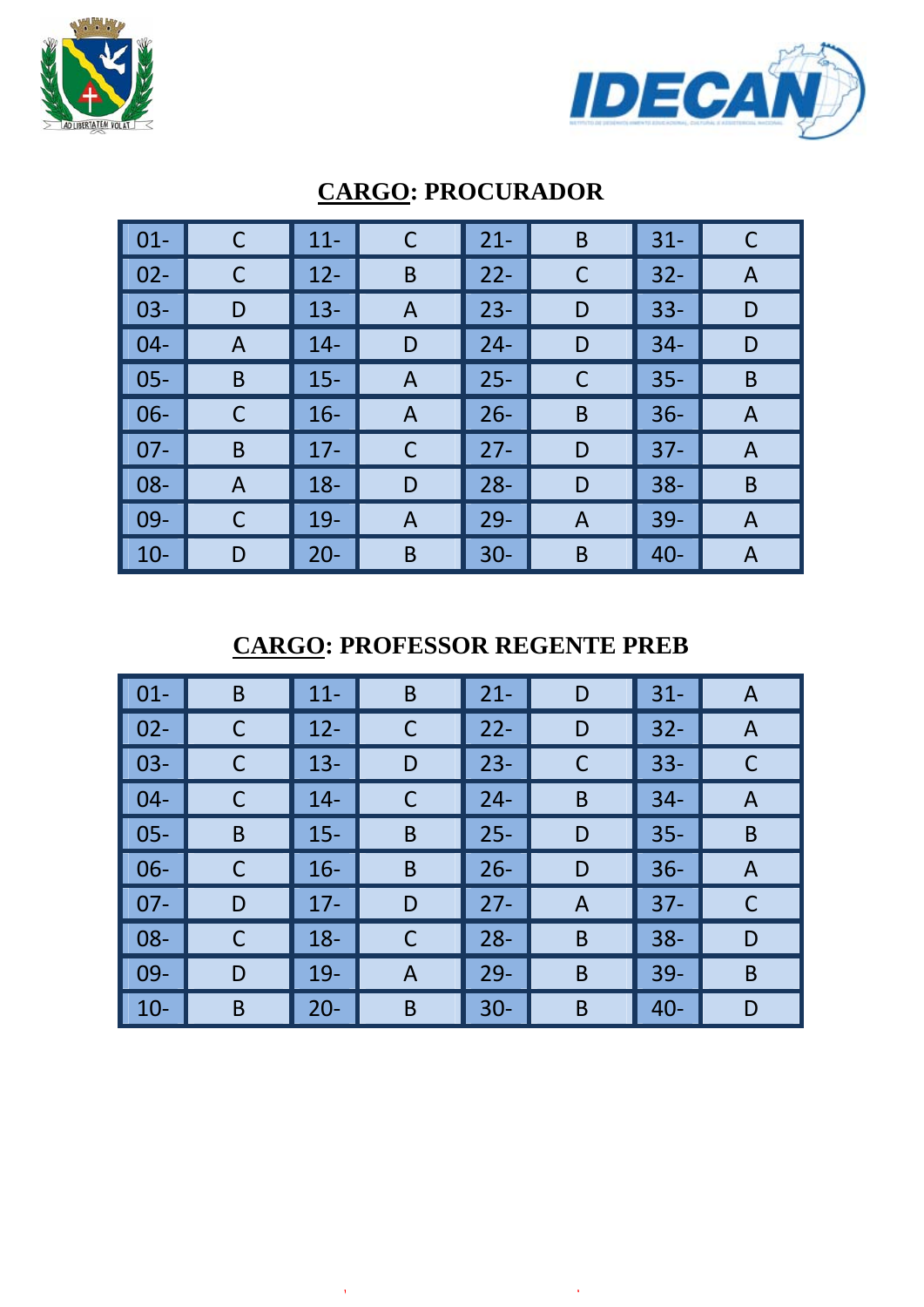## CARGO: PROCURADOR

| | | | | | | | |
|---|---|---|---|---|---|---|---|
| 01- | C | 11- | C | 21- | B | 31- | C |
| 02- | C | 12- | B | 22- | C | 32- | A |
| 03- | D | 13- | A | 23- | D | 33- | D |
| 04- | A | 14- | D | 24- | D | 34- | D |
| 05- | B | 15- | A | 25- | C | 35- | B |
| 06- | C | 16- | A | 26- | B | 36- | A |
| 07- | B | 17- | C | 27- | D | 37- | A |
| 08- | A | 18- | D | 28- | D | 38- | B |
| 09- | C | 19- | A | 29- | A | 39- | A |
| 10- | D | 20- | B | 30- | B | 40- | A |

## CARGO: PROFESSOR REGENTE PREB

| | | | | | | | |
|---|---|---|---|---|---|---|---|
| 01- | B | 11- | B | 21- | D | 31- | A |
| 02- | C | 12- | C | 22- | D | 32- | A |
| 03- | C | 13- | D | 23- | C | 33- | C |
| 04- | C | 14- | C | 24- | B | 34- | A |
| 05- | B | 15- | B | 25- | D | 35- | B |
| 06- | C | 16- | B | 26- | D | 36- | A |
| 07- | D | 17- | D | 27- | A | 37- | C |
| 08- | C | 18- | C | 28- | B | 38- | D |
| 09- | D | 19- | A | 29- | B | 39- | B |
| 10- | B | 20- | B | 30- | B | 40- | D |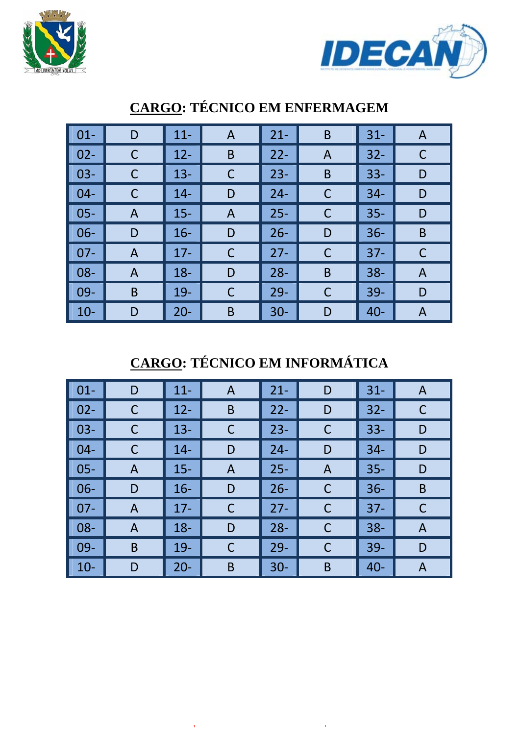## CARGO: TÉCNICO EM ENFERMAGEM

| | | | | | | | |
|---|---|---|---|---|---|---|---|
| 01- | D | 11- | A | 21- | B | 31- | A |
| 02- | C | 12- | B | 22- | A | 32- | C |
| 03- | C | 13- | C | 23- | B | 33- | D |
| 04- | C | 14- | D | 24- | C | 34- | D |
| 05- | A | 15- | A | 25- | C | 35- | D |
| 06- | D | 16- | D | 26- | D | 36- | B |
| 07- | A | 17- | C | 27- | C | 37- | C |
| 08- | A | 18- | D | 28- | B | 38- | A |
| 09- | B | 19- | C | 29- | C | 39- | D |
| 10- | D | 20- | B | 30- | D | 40- | A |

## CARGO: TÉCNICO EM INFORMÁTICA

| | | | | | | | |
|---|---|---|---|---|---|---|---|
| 01- | D | 11- | A | 21- | D | 31- | A |
| 02- | C | 12- | B | 22- | D | 32- | C |
| 03- | C | 13- | C | 23- | C | 33- | D |
| 04- | C | 14- | D | 24- | D | 34- | D |
| 05- | A | 15- | A | 25- | A | 35- | D |
| 06- | D | 16- | D | 26- | C | 36- | B |
| 07- | A | 17- | C | 27- | C | 37- | C |
| 08- | A | 18- | D | 28- | C | 38- | A |
| 09- | B | 19- | C | 29- | C | 39- | D |
| 10- | D | 20- | B | 30- | B | 40- | A |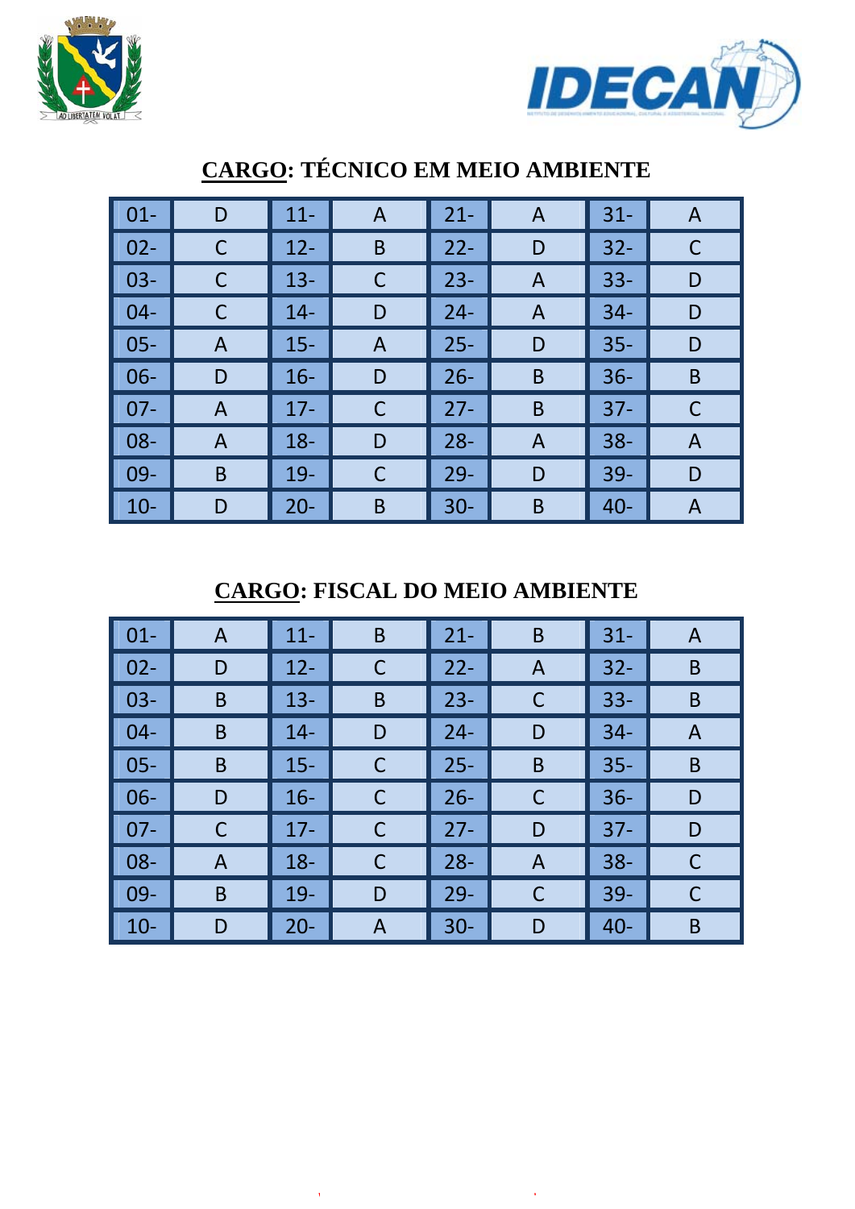## CARGO: TÉCNICO EM MEIO AMBIENTE

| | | | | | | | |
|---|---|---|---|---|---|---|---|
| 01- | D | 11- | A | 21- | A | 31- | A |
| 02- | C | 12- | B | 22- | D | 32- | C |
| 03- | C | 13- | C | 23- | A | 33- | D |
| 04- | C | 14- | D | 24- | A | 34- | D |
| 05- | A | 15- | A | 25- | D | 35- | D |
| 06- | D | 16- | D | 26- | B | 36- | B |
| 07- | A | 17- | C | 27- | B | 37- | C |
| 08- | A | 18- | D | 28- | A | 38- | A |
| 09- | B | 19- | C | 29- | D | 39- | D |
| 10- | D | 20- | B | 30- | B | 40- | A |

## CARGO: FISCAL DO MEIO AMBIENTE

| | | | | | | | |
|---|---|---|---|---|---|---|---|
| 01- | A | 11- | B | 21- | B | 31- | A |
| 02- | D | 12- | C | 22- | A | 32- | B |
| 03- | B | 13- | B | 23- | C | 33- | B |
| 04- | B | 14- | D | 24- | D | 34- | A |
| 05- | B | 15- | C | 25- | B | 35- | B |
| 06- | D | 16- | C | 26- | C | 36- | D |
| 07- | C | 17- | C | 27- | D | 37- | D |
| 08- | A | 18- | C | 28- | A | 38- | C |
| 09- | B | 19- | D | 29- | C | 39- | C |
| 10- | D | 20- | A | 30- | D | 40- | B |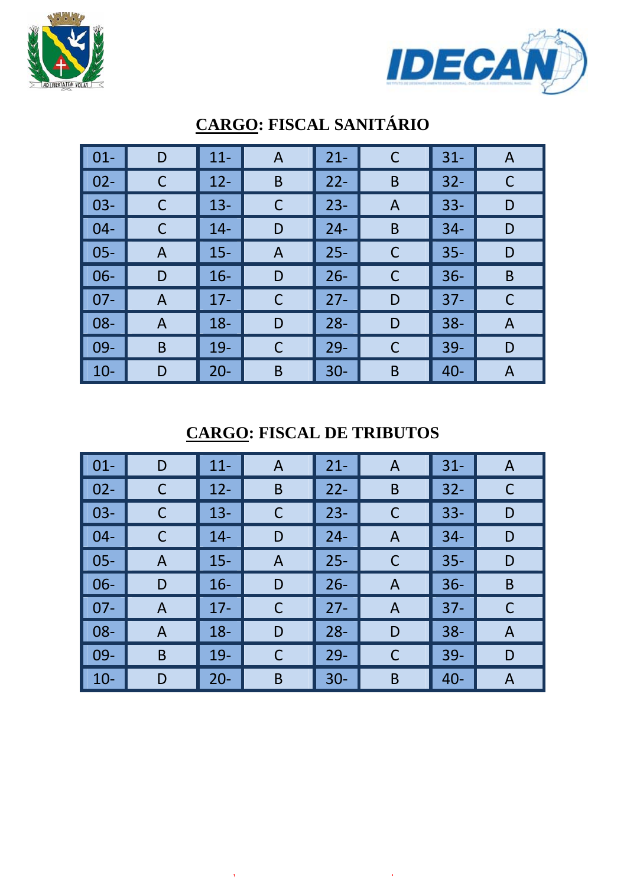## CARGO: FISCAL SANITÁRIO

| | | | | | | | |
|---|---|---|---|---|---|---|---|
| 01- | D | 11- | A | 21- | C | 31- | A |
| 02- | C | 12- | B | 22- | B | 32- | C |
| 03- | C | 13- | C | 23- | A | 33- | D |
| 04- | C | 14- | D | 24- | B | 34- | D |
| 05- | A | 15- | A | 25- | C | 35- | D |
| 06- | D | 16- | D | 26- | C | 36- | B |
| 07- | A | 17- | C | 27- | D | 37- | C |
| 08- | A | 18- | D | 28- | D | 38- | A |
| 09- | B | 19- | C | 29- | C | 39- | D |
| 10- | D | 20- | B | 30- | B | 40- | A |

## CARGO: FISCAL DE TRIBUTOS

| | | | | | | | |
|---|---|---|---|---|---|---|---|
| 01- | D | 11- | A | 21- | A | 31- | A |
| 02- | C | 12- | B | 22- | B | 32- | C |
| 03- | C | 13- | C | 23- | C | 33- | D |
| 04- | C | 14- | D | 24- | A | 34- | D |
| 05- | A | 15- | A | 25- | C | 35- | D |
| 06- | D | 16- | D | 26- | A | 36- | B |
| 07- | A | 17- | C | 27- | A | 37- | C |
| 08- | A | 18- | D | 28- | D | 38- | A |
| 09- | B | 19- | C | 29- | C | 39- | D |
| 10- | D | 20- | B | 30- | B | 40- | A |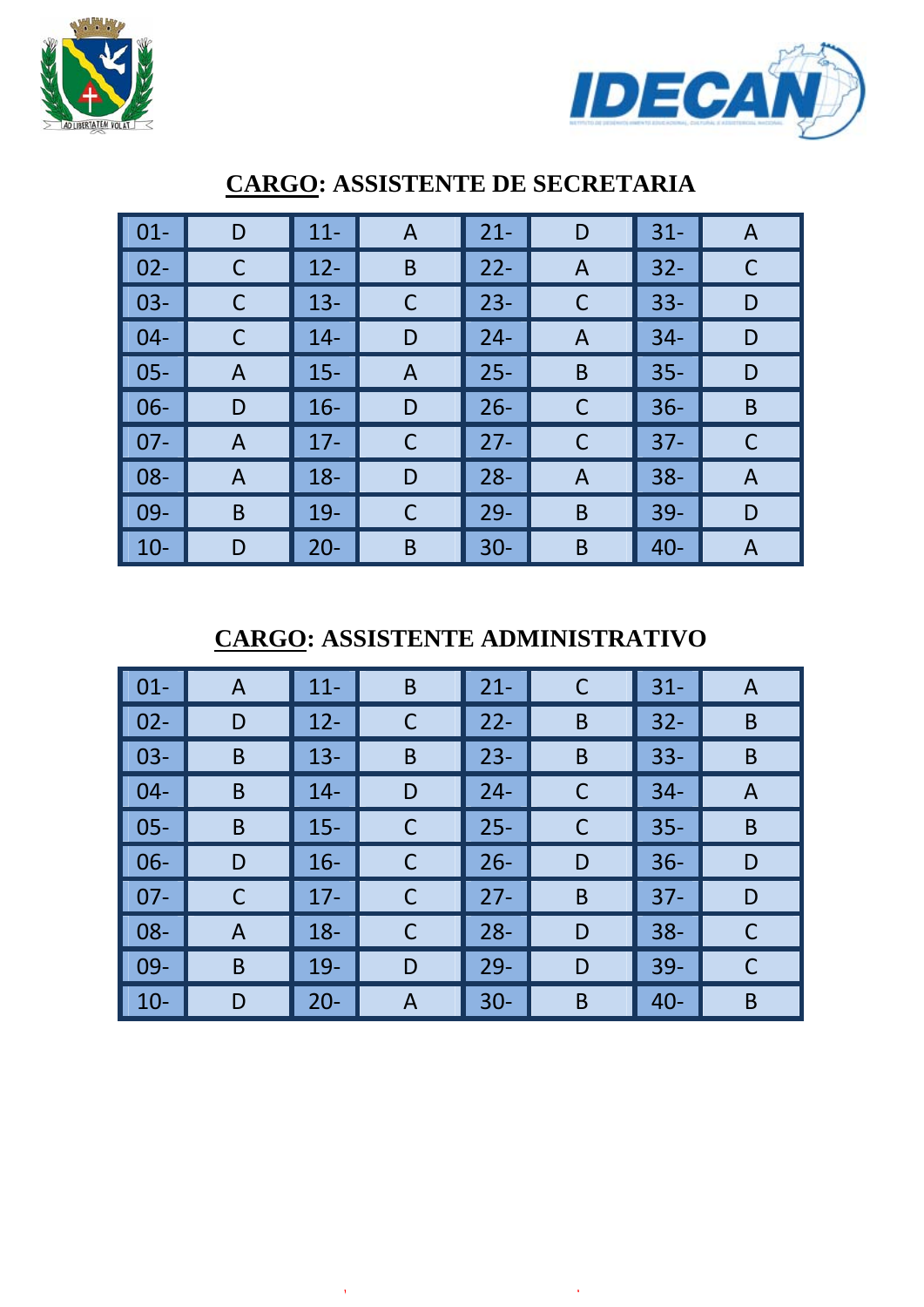## CARGO: ASSISTENTE DE SECRETARIA

| | | | | | | | |
|---|---|---|---|---|---|---|---|
| 01- | D | 11- | A | 21- | D | 31- | A |
| 02- | C | 12- | B | 22- | A | 32- | C |
| 03- | C | 13- | C | 23- | C | 33- | D |
| 04- | C | 14- | D | 24- | A | 34- | D |
| 05- | A | 15- | A | 25- | B | 35- | D |
| 06- | D | 16- | D | 26- | C | 36- | B |
| 07- | A | 17- | C | 27- | C | 37- | C |
| 08- | A | 18- | D | 28- | A | 38- | A |
| 09- | B | 19- | C | 29- | B | 39- | D |
| 10- | D | 20- | B | 30- | B | 40- | A |

## CARGO: ASSISTENTE ADMINISTRATIVO

| | | | | | | | |
|---|---|---|---|---|---|---|---|
| 01- | A | 11- | B | 21- | C | 31- | A |
| 02- | D | 12- | C | 22- | B | 32- | B |
| 03- | B | 13- | B | 23- | B | 33- | B |
| 04- | B | 14- | D | 24- | C | 34- | A |
| 05- | B | 15- | C | 25- | C | 35- | B |
| 06- | D | 16- | C | 26- | D | 36- | D |
| 07- | C | 17- | C | 27- | B | 37- | D |
| 08- | A | 18- | C | 28- | D | 38- | C |
| 09- | B | 19- | D | 29- | D | 39- | C |
| 10- | D | 20- | A | 30- | B | 40- | B |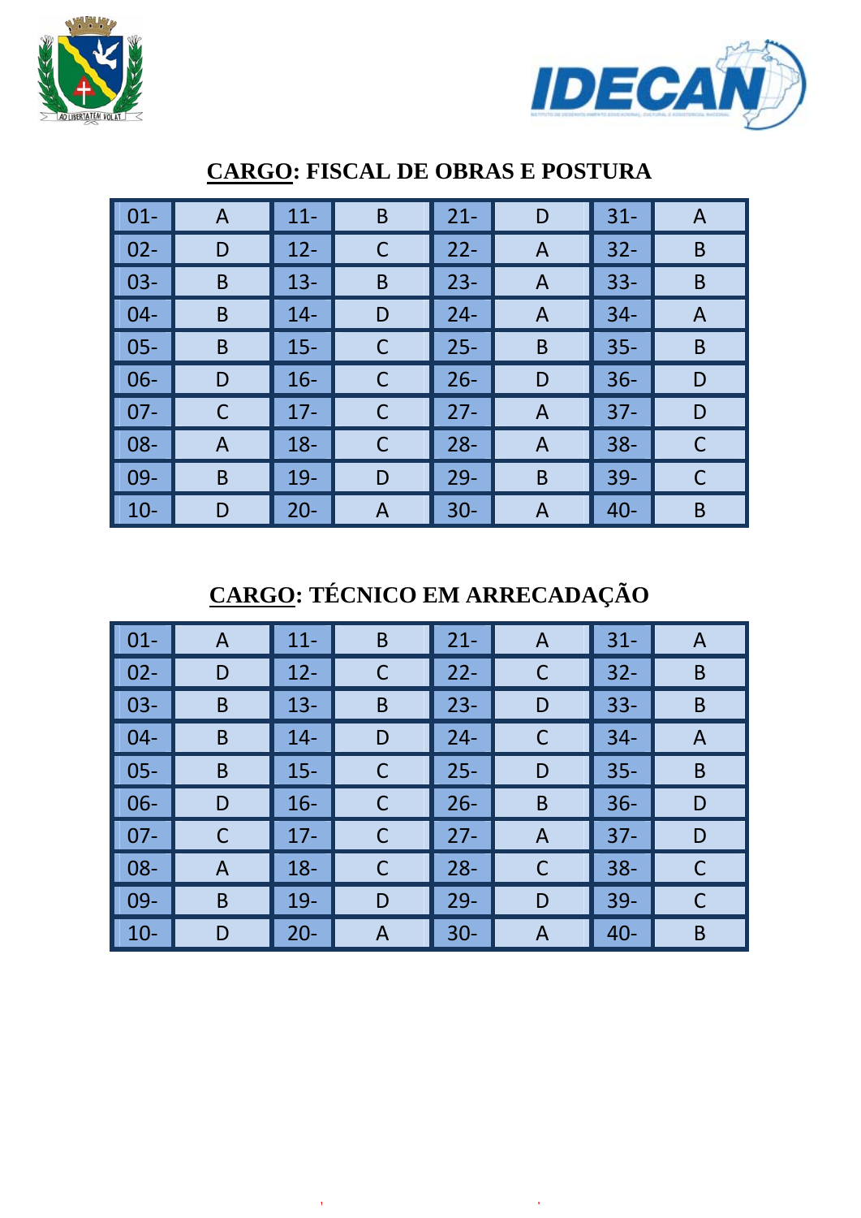## CARGO: FISCAL DE OBRAS E POSTURA

| | | | | | | | |
|---|---|---|---|---|---|---|---|
| 01- | A | 11- | B | 21- | D | 31- | A |
| 02- | D | 12- | C | 22- | A | 32- | B |
| 03- | B | 13- | B | 23- | A | 33- | B |
| 04- | B | 14- | D | 24- | A | 34- | A |
| 05- | B | 15- | C | 25- | B | 35- | B |
| 06- | D | 16- | C | 26- | D | 36- | D |
| 07- | C | 17- | C | 27- | A | 37- | D |
| 08- | A | 18- | C | 28- | A | 38- | C |
| 09- | B | 19- | D | 29- | B | 39- | C |
| 10- | D | 20- | A | 30- | A | 40- | B |

## CARGO: TÉCNICO EM ARRECADAÇÃO

| | | | | | | | |
|---|---|---|---|---|---|---|---|
| 01- | A | 11- | B | 21- | A | 31- | A |
| 02- | D | 12- | C | 22- | C | 32- | B |
| 03- | B | 13- | B | 23- | D | 33- | B |
| 04- | B | 14- | D | 24- | C | 34- | A |
| 05- | B | 15- | C | 25- | D | 35- | B |
| 06- | D | 16- | C | 26- | B | 36- | D |
| 07- | C | 17- | C | 27- | A | 37- | D |
| 08- | A | 18- | C | 28- | C | 38- | C |
| 09- | B | 19- | D | 29- | D | 39- | C |
| 10- | D | 20- | A | 30- | A | 40- | B |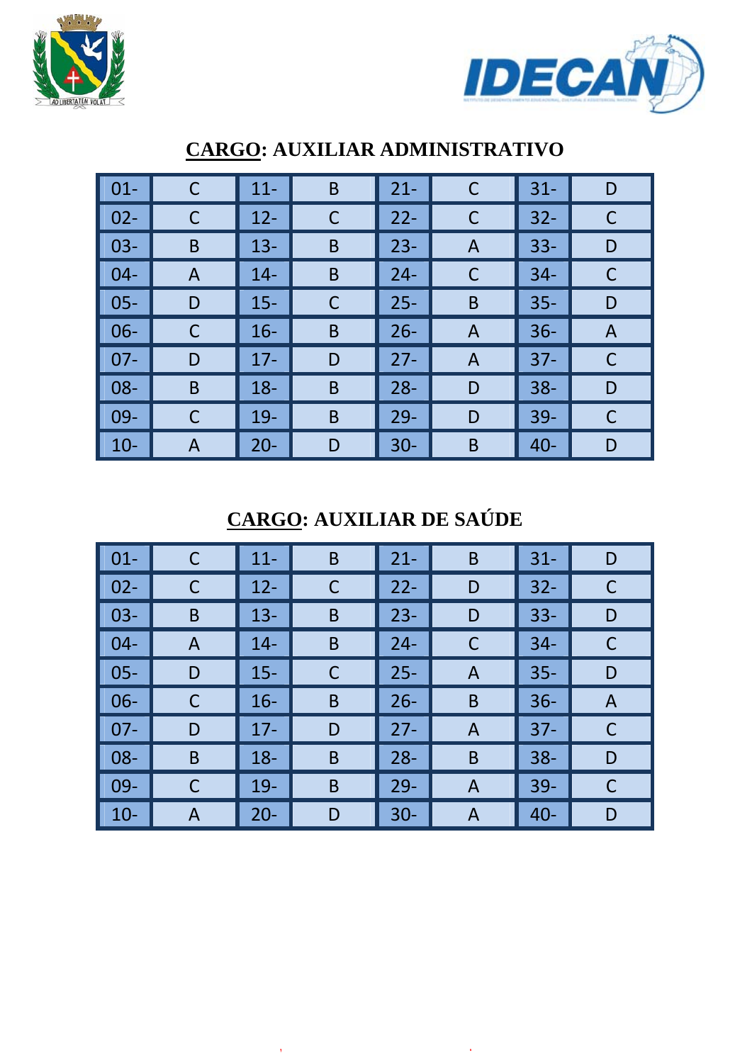## CARGO: AUXILIAR ADMINISTRATIVO

| | | | | | | | |
|---|---|---|---|---|---|---|---|
| 01- | C | 11- | B | 21- | C | 31- | D |
| 02- | C | 12- | C | 22- | C | 32- | C |
| 03- | B | 13- | B | 23- | A | 33- | D |
| 04- | A | 14- | B | 24- | C | 34- | C |
| 05- | D | 15- | C | 25- | B | 35- | D |
| 06- | C | 16- | B | 26- | A | 36- | A |
| 07- | D | 17- | D | 27- | A | 37- | C |
| 08- | B | 18- | B | 28- | D | 38- | D |
| 09- | C | 19- | B | 29- | D | 39- | C |
| 10- | A | 20- | D | 30- | B | 40- | D |

## CARGO: AUXILIAR DE SAÚDE

| | | | | | | | |
|---|---|---|---|---|---|---|---|
| 01- | C | 11- | B | 21- | B | 31- | D |
| 02- | C | 12- | C | 22- | D | 32- | C |
| 03- | B | 13- | B | 23- | D | 33- | D |
| 04- | A | 14- | B | 24- | C | 34- | C |
| 05- | D | 15- | C | 25- | A | 35- | D |
| 06- | C | 16- | B | 26- | B | 36- | A |
| 07- | D | 17- | D | 27- | A | 37- | C |
| 08- | B | 18- | B | 28- | B | 38- | D |
| 09- | C | 19- | B | 29- | A | 39- | C |
| 10- | A | 20- | D | 30- | A | 40- | D |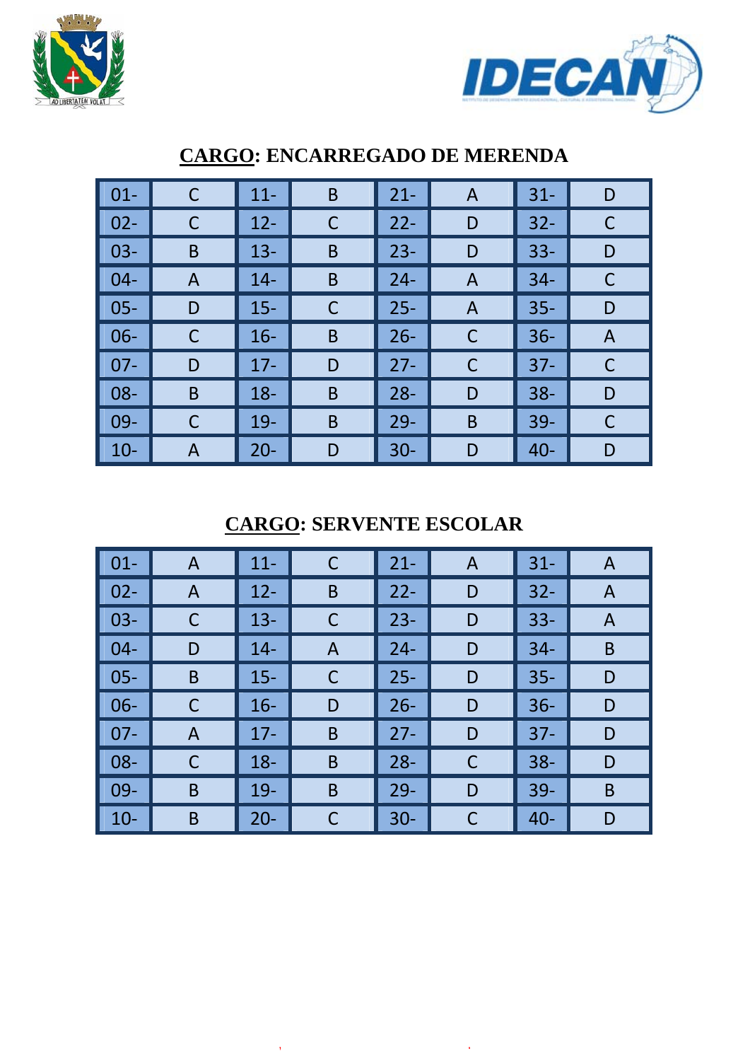## CARGO: ENCARREGADO DE MERENDA

| | | | | | | | |
|---|---|---|---|---|---|---|---|
| 01- | C | 11- | B | 21- | A | 31- | D |
| 02- | C | 12- | C | 22- | D | 32- | C |
| 03- | B | 13- | B | 23- | D | 33- | D |
| 04- | A | 14- | B | 24- | A | 34- | C |
| 05- | D | 15- | C | 25- | A | 35- | D |
| 06- | C | 16- | B | 26- | C | 36- | A |
| 07- | D | 17- | D | 27- | C | 37- | C |
| 08- | B | 18- | B | 28- | D | 38- | D |
| 09- | C | 19- | B | 29- | B | 39- | C |
| 10- | A | 20- | D | 30- | D | 40- | D |

## CARGO: SERVENTE ESCOLAR

| | | | | | | | |
|---|---|---|---|---|---|---|---|
| 01- | A | 11- | C | 21- | A | 31- | A |
| 02- | A | 12- | B | 22- | D | 32- | A |
| 03- | C | 13- | C | 23- | D | 33- | A |
| 04- | D | 14- | A | 24- | D | 34- | B |
| 05- | B | 15- | C | 25- | D | 35- | D |
| 06- | C | 16- | D | 26- | D | 36- | D |
| 07- | A | 17- | B | 27- | D | 37- | D |
| 08- | C | 18- | B | 28- | C | 38- | D |
| 09- | B | 19- | B | 29- | D | 39- | B |
| 10- | B | 20- | C | 30- | C | 40- | D |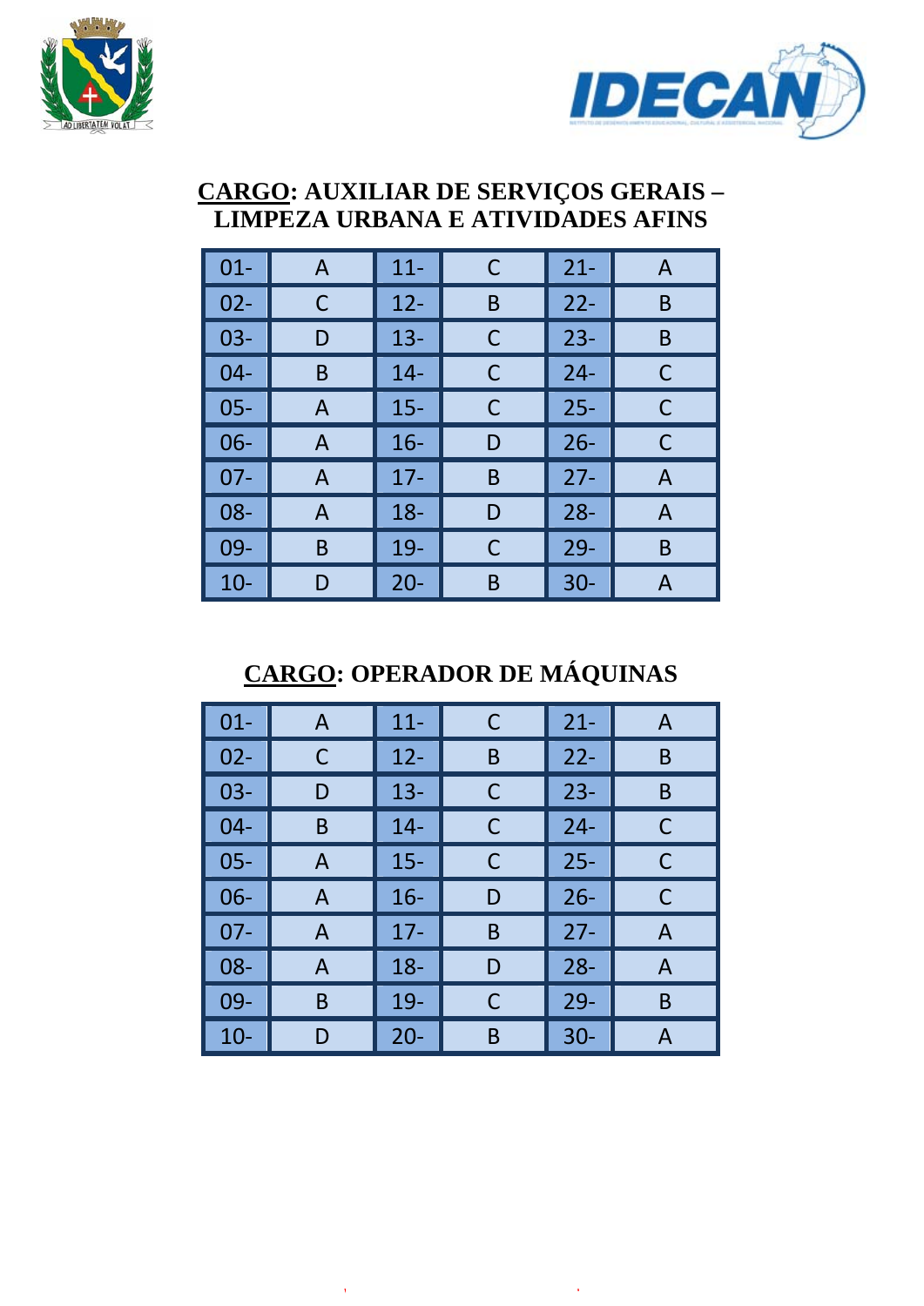## **CARGO: AUXILIAR DE SERVIÇOS GERAIS – LIMPEZA URBANA E ATIVIDADES AFINS**

| | | | | | |
|---|---|---|---|---|---|
| 01- | A | 11- | C | 21- | A |
| 02- | C | 12- | B | 22- | B |
| 03- | D | 13- | C | 23- | B |
| 04- | B | 14- | C | 24- | C |
| 05- | A | 15- | C | 25- | C |
| 06- | A | 16- | D | 26- | C |
| 07- | A | 17- | B | 27- | A |
| 08- | A | 18- | D | 28- | A |
| 09- | B | 19- | C | 29- | B |
| 10- | D | 20- | B | 30- | A |

## **CARGO: OPERADOR DE MÁQUINAS**

| | | | | | |
|---|---|---|---|---|---|
| 01- | A | 11- | C | 21- | A |
| 02- | C | 12- | B | 22- | B |
| 03- | D | 13- | C | 23- | B |
| 04- | B | 14- | C | 24- | C |
| 05- | A | 15- | C | 25- | C |
| 06- | A | 16- | D | 26- | C |
| 07- | A | 17- | B | 27- | A |
| 08- | A | 18- | D | 28- | A |
| 09- | B | 19- | C | 29- | B |
| 10- | D | 20- | B | 30- | A |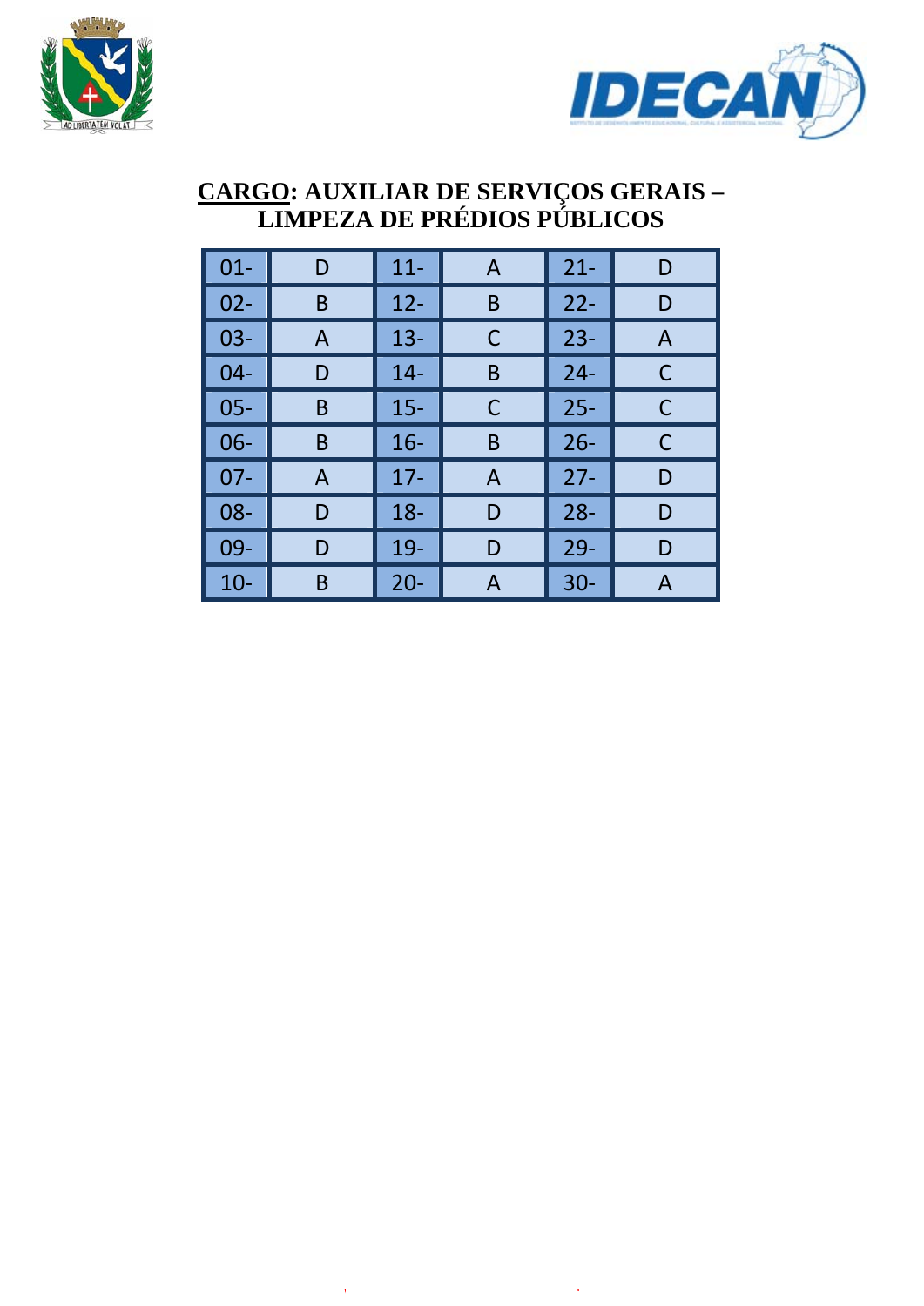## CARGO: AUXILIAR DE SERVIÇOS GERAIS – LIMPEZA DE PRÉDIOS PÚBLICOS

| | | | | | |
|---|---|---|---|---|---|
| 01- | D | 11- | A | 21- | D |
| 02- | B | 12- | B | 22- | D |
| 03- | A | 13- | C | 23- | A |
| 04- | D | 14- | B | 24- | C |
| 05- | B | 15- | C | 25- | C |
| 06- | B | 16- | B | 26- | C |
| 07- | A | 17- | A | 27- | D |
| 08- | D | 18- | D | 28- | D |
| 09- | D | 19- | D | 29- | D |
| 10- | B | 20- | A | 30- | A |